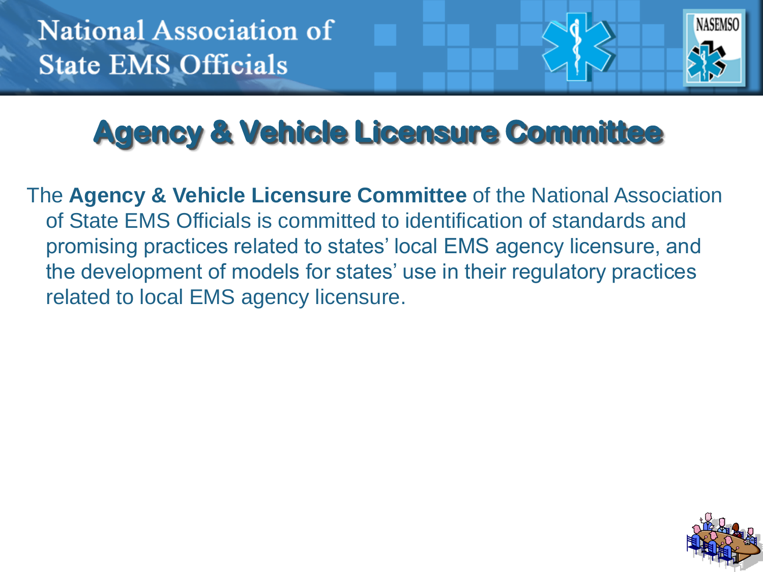National Association of State EMS Officials

# Agency & Vehicle Licensure Committee

The **Agency & Vehicle Licensure Committee** of the National Association of State EMS Officials is committed to identification of standards and promising practices related to states' local EMS agency licensure, and the development of models for states' use in their regulatory practices related to local EMS agency licensure.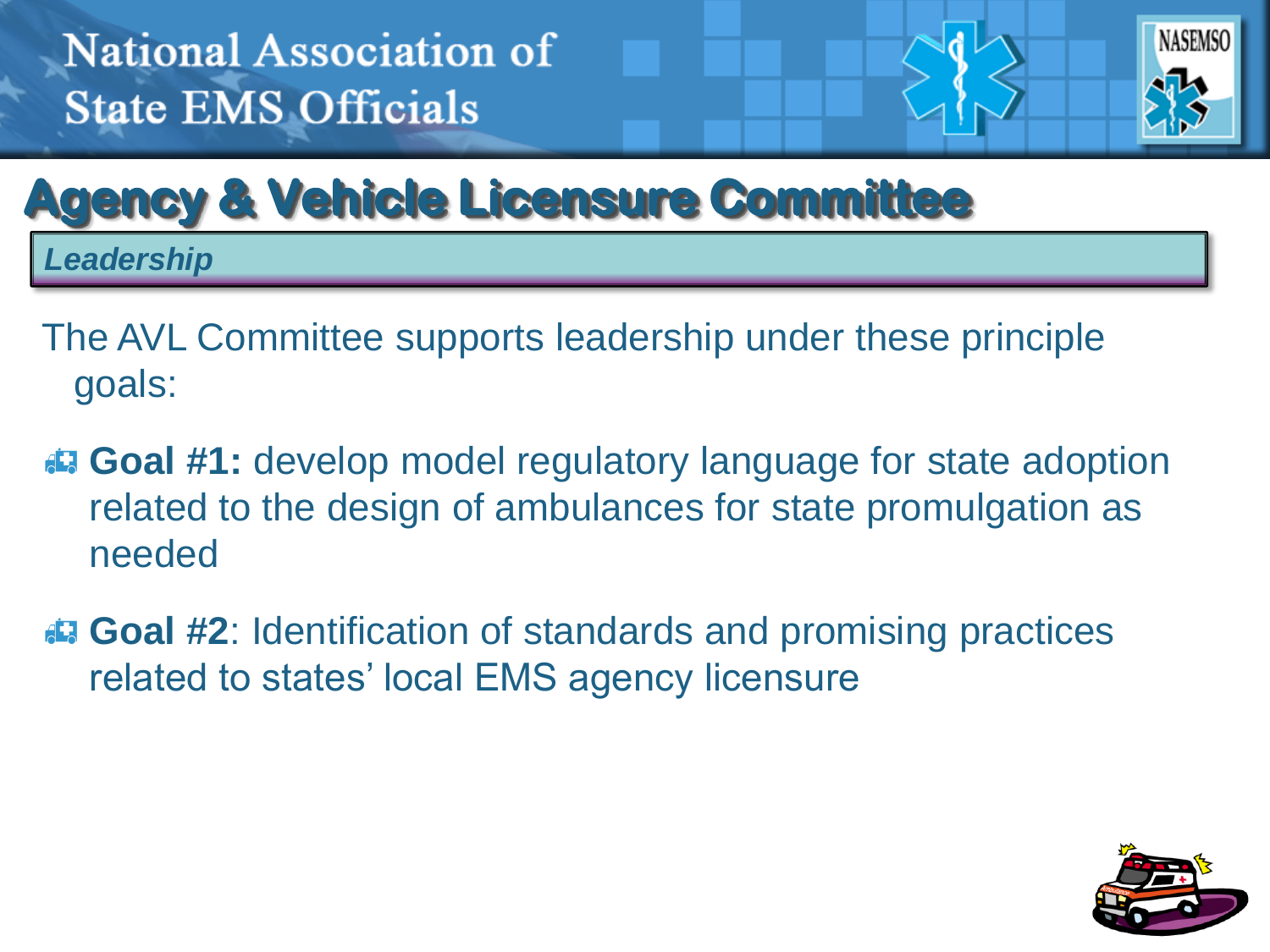# Agency & Vehicle Licensure Committee

***Leadership***

The AVL Committee supports leadership under these principle goals:

- **Goal #1:** develop model regulatory language for state adoption related to the design of ambulances for state promulgation as needed
- **Goal #2**: Identification of standards and promising practices related to states' local EMS agency licensure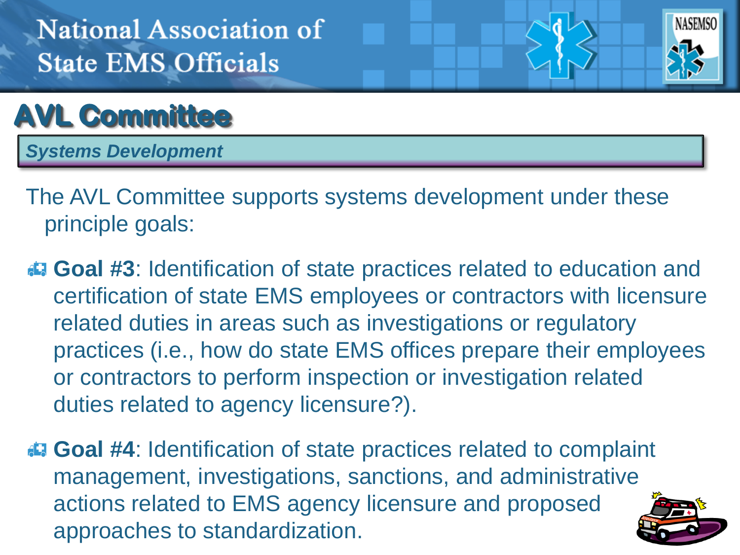# AVL Committee

*Systems Development*

The AVL Committee supports systems development under these principle goals:

- **Goal #3**: Identification of state practices related to education and certification of state EMS employees or contractors with licensure related duties in areas such as investigations or regulatory practices (i.e., how do state EMS offices prepare their employees or contractors to perform inspection or investigation related duties related to agency licensure?).
- **Goal #4**: Identification of state practices related to complaint management, investigations, sanctions, and administrative actions related to EMS agency licensure and proposed approaches to standardization.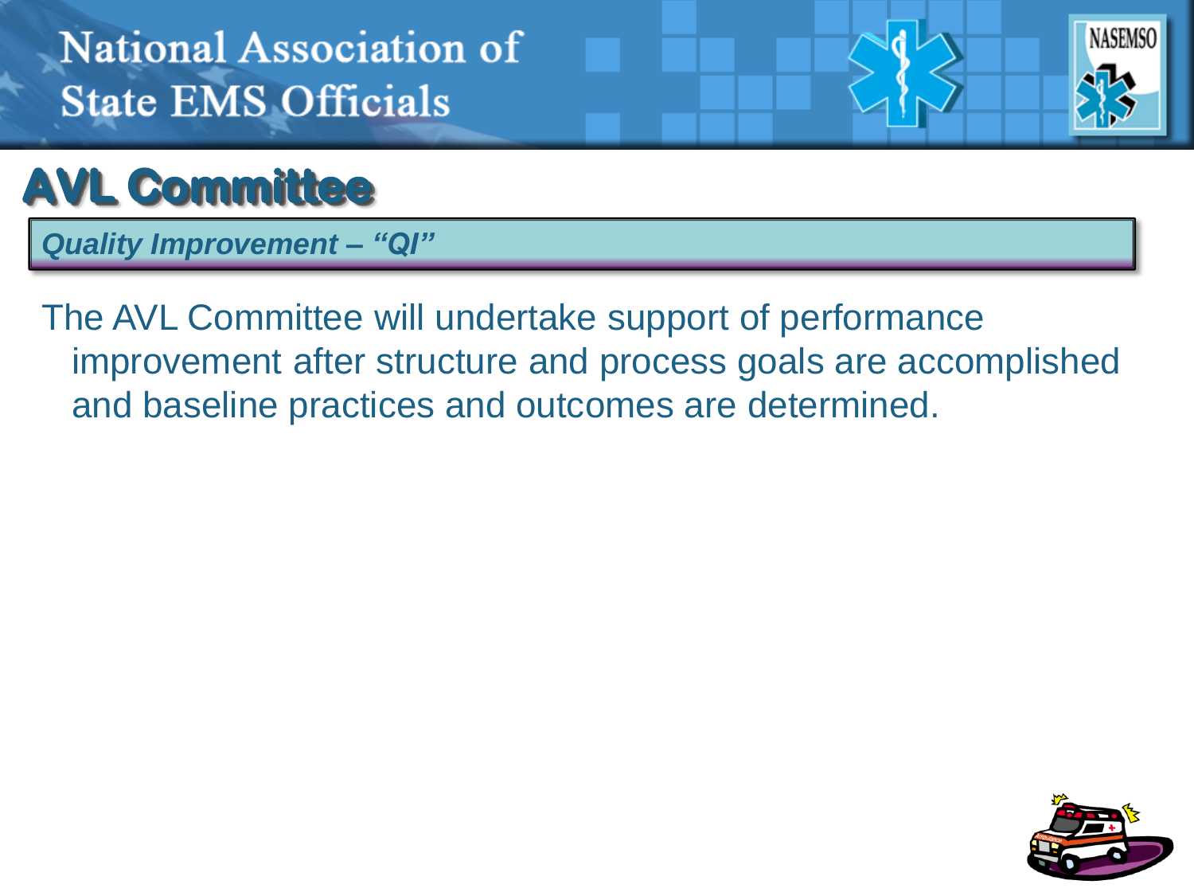# AVL Committee

***Quality Improvement – "QI"***

The AVL Committee will undertake support of performance improvement after structure and process goals are accomplished and baseline practices and outcomes are determined.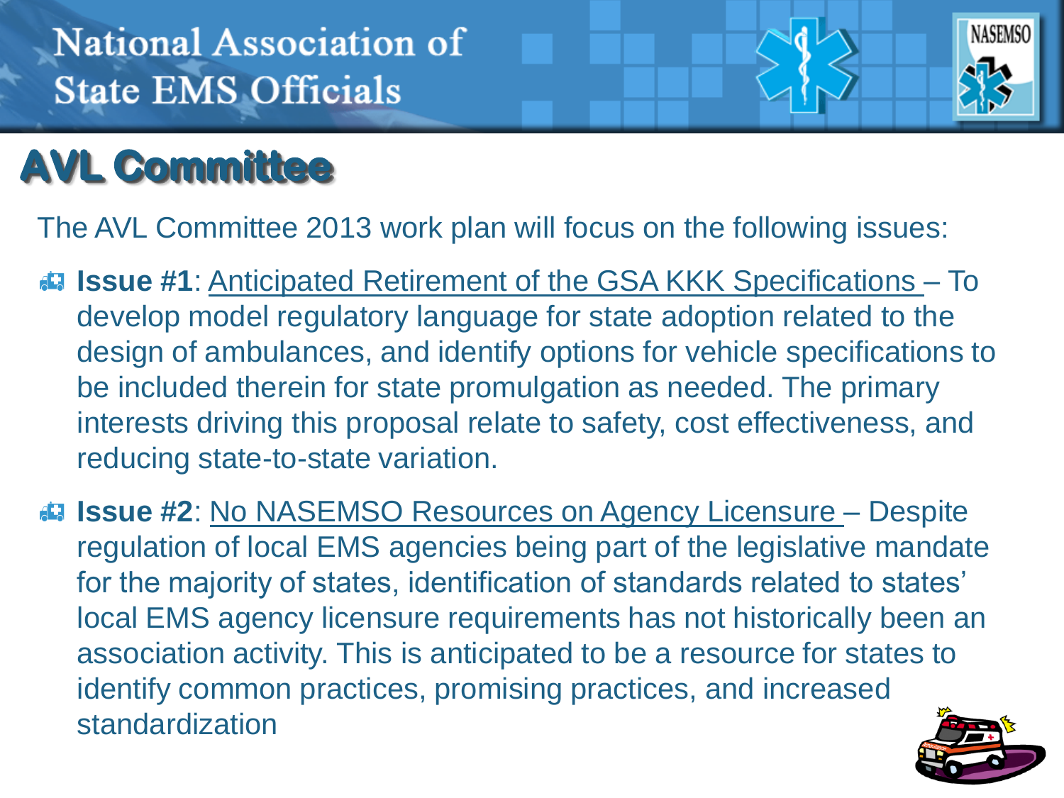National Association of State EMS Officials

# AVL Committee

The AVL Committee 2013 work plan will focus on the following issues:

- **Issue #1**: Anticipated Retirement of the GSA KKK Specifications – To develop model regulatory language for state adoption related to the design of ambulances, and identify options for vehicle specifications to be included therein for state promulgation as needed. The primary interests driving this proposal relate to safety, cost effectiveness, and reducing state-to-state variation.
- **Issue #2**: No NASEMSO Resources on Agency Licensure – Despite regulation of local EMS agencies being part of the legislative mandate for the majority of states, identification of standards related to states' local EMS agency licensure requirements has not historically been an association activity. This is anticipated to be a resource for states to identify common practices, promising practices, and increased standardization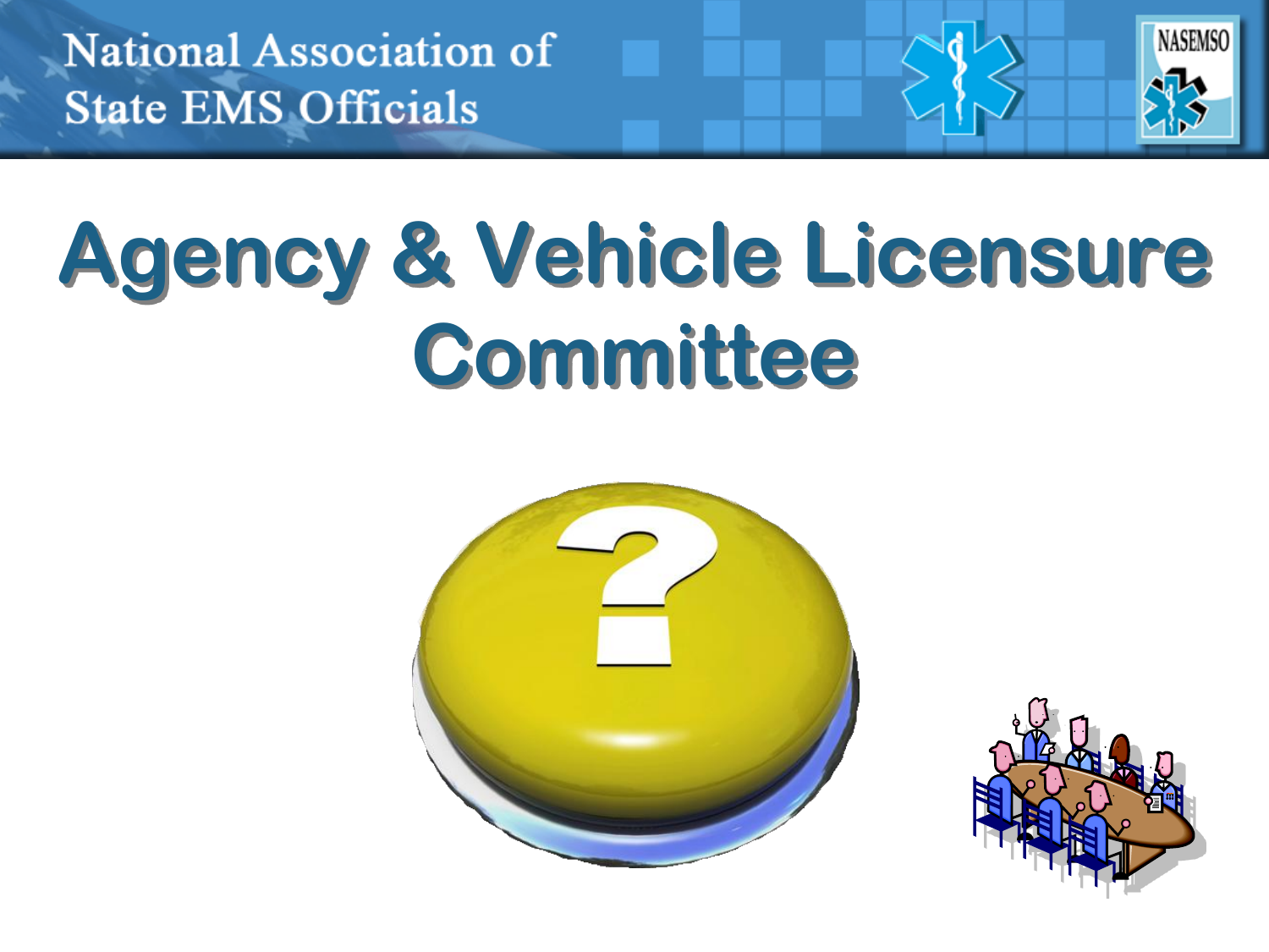# Agency & Vehicle Licensure Committee